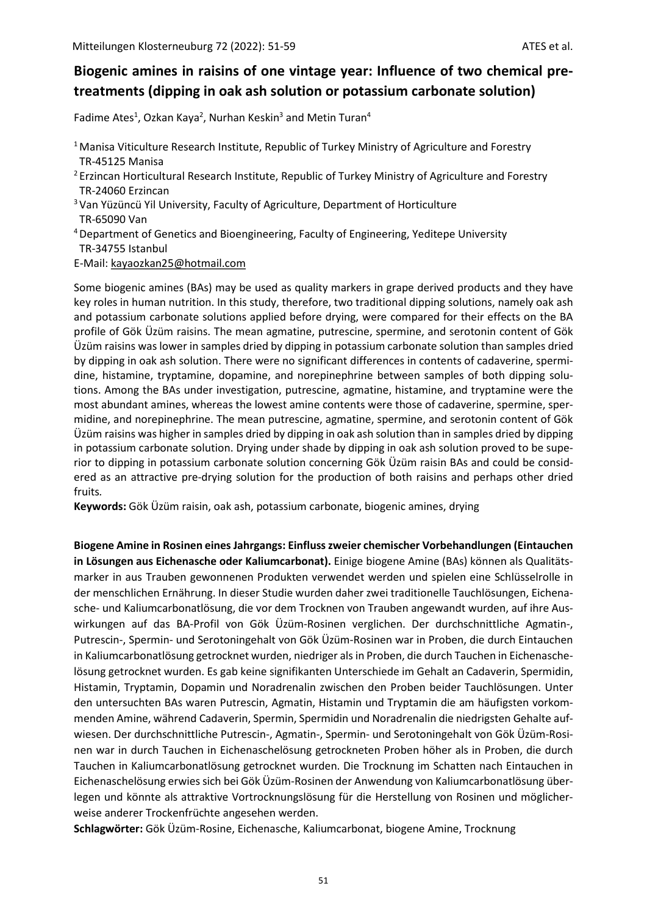# Biogenic amines in raisins of one vintage year: Influence of two chemical pre-treatments (dipping in oak ash solution or potassium carbonate solution)

Fadime Ates[1], Ozkan Kaya[2], Nurhan Keskin[3] and Metin Turan[4]

[1] Manisa Viticulture Research Institute, Republic of Turkey Ministry of Agriculture and Forestry TR-45125 Manisa

[2] Erzincan Horticultural Research Institute, Republic of Turkey Ministry of Agriculture and Forestry TR-24060 Erzincan

[3] Van Yüzüncü Yil University, Faculty of Agriculture, Department of Horticulture TR-65090 Van

[4] Department of Genetics and Bioengineering, Faculty of Engineering, Yeditepe University TR-34755 Istanbul

E-Mail: kayaozkan25@hotmail.com

Some biogenic amines (BAs) may be used as quality markers in grape derived products and they have key roles in human nutrition. In this study, therefore, two traditional dipping solutions, namely oak ash and potassium carbonate solutions applied before drying, were compared for their effects on the BA profile of Gök Üzüm raisins. The mean agmatine, putrescine, spermine, and serotonin content of Gök Üzüm raisins was lower in samples dried by dipping in potassium carbonate solution than samples dried by dipping in oak ash solution. There were no significant differences in contents of cadaverine, spermidine, histamine, tryptamine, dopamine, and norepinephrine between samples of both dipping solutions. Among the BAs under investigation, putrescine, agmatine, histamine, and tryptamine were the most abundant amines, whereas the lowest amine contents were those of cadaverine, spermine, spermidine, and norepinephrine. The mean putrescine, agmatine, spermine, and serotonin content of Gök Üzüm raisins was higher in samples dried by dipping in oak ash solution than in samples dried by dipping in potassium carbonate solution. Drying under shade by dipping in oak ash solution proved to be superior to dipping in potassium carbonate solution concerning Gök Üzüm raisin BAs and could be considered as an attractive pre-drying solution for the production of both raisins and perhaps other dried fruits.

**Keywords:** Gök Üzüm raisin, oak ash, potassium carbonate, biogenic amines, drying

**Biogene Amine in Rosinen eines Jahrgangs: Einfluss zweier chemischer Vorbehandlungen (Eintauchen in Lösungen aus Eichenasche oder Kaliumcarbonat).** Einige biogene Amine (BAs) können als Qualitätsmarker in aus Trauben gewonnenen Produkten verwendet werden und spielen eine Schlüsselrolle in der menschlichen Ernährung. In dieser Studie wurden daher zwei traditionelle Tauchlösungen, Eichenasche- und Kaliumcarbonatlösung, die vor dem Trocknen von Trauben angewandt wurden, auf ihre Auswirkungen auf das BA-Profil von Gök Üzüm-Rosinen verglichen. Der durchschnittliche Agmatin-, Putrescin-, Spermin- und Serotoningehalt von Gök Üzüm-Rosinen war in Proben, die durch Eintauchen in Kaliumcarbonatlösung getrocknet wurden, niedriger als in Proben, die durch Tauchen in Eichenaschelösung getrocknet wurden. Es gab keine signifikanten Unterschiede im Gehalt an Cadaverin, Spermidin, Histamin, Tryptamin, Dopamin und Noradrenalin zwischen den Proben beider Tauchlösungen. Unter den untersuchten BAs waren Putrescin, Agmatin, Histamin und Tryptamin die am häufigsten vorkommenden Amine, während Cadaverin, Spermin, Spermidin und Noradrenalin die niedrigsten Gehalte aufwiesen. Der durchschnittliche Putrescin-, Agmatin-, Spermin- und Serotoningehalt von Gök Üzüm-Rosinen war in durch Tauchen in Eichenaschelösung getrockneten Proben höher als in Proben, die durch Tauchen in Kaliumcarbonatlösung getrocknet wurden. Die Trocknung im Schatten nach Eintauchen in Eichenaschelösung erwies sich bei Gök Üzüm-Rosinen der Anwendung von Kaliumcarbonatlösung überlegen und könnte als attraktive Vortrocknungslösung für die Herstellung von Rosinen und möglicherweise anderer Trockenfrüchte angesehen werden.

**Schlagwörter:** Gök Üzüm-Rosine, Eichenasche, Kaliumcarbonat, biogene Amine, Trocknung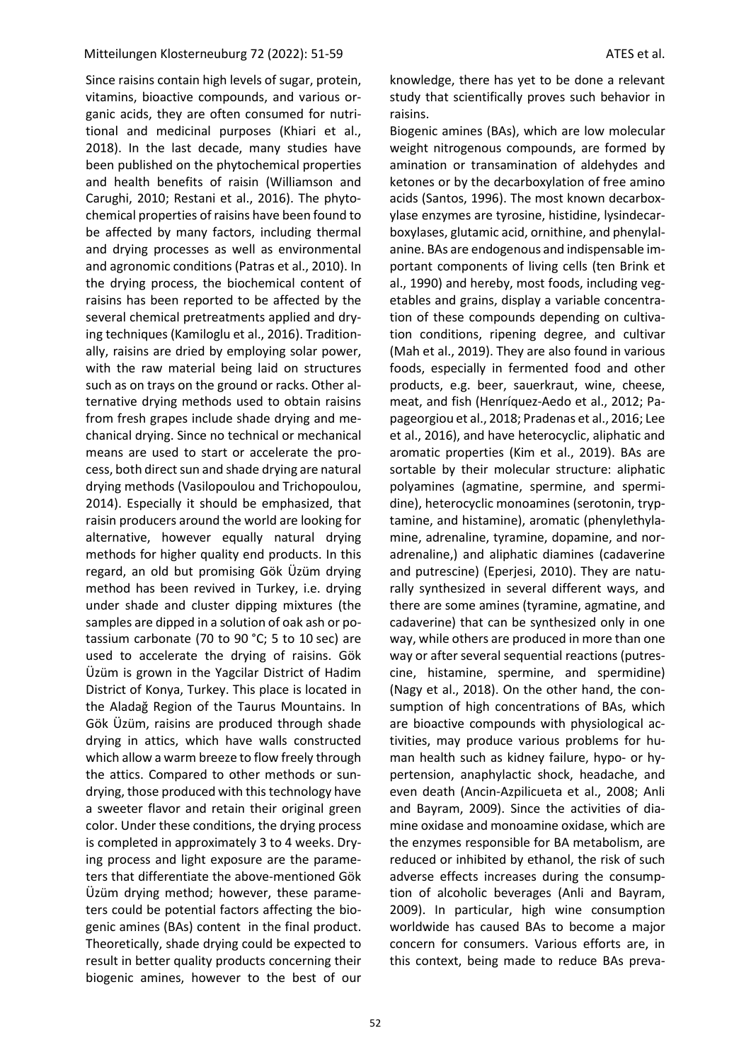Since raisins contain high levels of sugar, protein, vitamins, bioactive compounds, and various organic acids, they are often consumed for nutritional and medicinal purposes (Khiari et al., 2018). In the last decade, many studies have been published on the phytochemical properties and health benefits of raisin (Williamson and Carughi, 2010; Restani et al., 2016). The phytochemical properties of raisins have been found to be affected by many factors, including thermal and drying processes as well as environmental and agronomic conditions (Patras et al., 2010). In the drying process, the biochemical content of raisins has been reported to be affected by the several chemical pretreatments applied and drying techniques (Kamiloglu et al., 2016). Traditionally, raisins are dried by employing solar power, with the raw material being laid on structures such as on trays on the ground or racks. Other alternative drying methods used to obtain raisins from fresh grapes include shade drying and mechanical drying. Since no technical or mechanical means are used to start or accelerate the process, both direct sun and shade drying are natural drying methods (Vasilopoulou and Trichopoulou, 2014). Especially it should be emphasized, that raisin producers around the world are looking for alternative, however equally natural drying methods for higher quality end products. In this regard, an old but promising Gök Üzüm drying method has been revived in Turkey, i.e. drying under shade and cluster dipping mixtures (the samples are dipped in a solution of oak ash or potassium carbonate (70 to 90 °C; 5 to 10 sec) are used to accelerate the drying of raisins. Gök Üzüm is grown in the Yagcilar District of Hadim District of Konya, Turkey. This place is located in the Aladağ Region of the Taurus Mountains. In Gök Üzüm, raisins are produced through shade drying in attics, which have walls constructed which allow a warm breeze to flow freely through the attics. Compared to other methods or sun-drying, those produced with this technology have a sweeter flavor and retain their original green color. Under these conditions, the drying process is completed in approximately 3 to 4 weeks. Drying process and light exposure are the parameters that differentiate the above-mentioned Gök Üzüm drying method; however, these parameters could be potential factors affecting the biogenic amines (BAs) content in the final product. Theoretically, shade drying could be expected to result in better quality products concerning their biogenic amines, however to the best of our knowledge, there has yet to be done a relevant study that scientifically proves such behavior in raisins.

Biogenic amines (BAs), which are low molecular weight nitrogenous compounds, are formed by amination or transamination of aldehydes and ketones or by the decarboxylation of free amino acids (Santos, 1996). The most known decarboxylase enzymes are tyrosine, histidine, lysindecarboxylases, glutamic acid, ornithine, and phenylalanine. BAs are endogenous and indispensable important components of living cells (ten Brink et al., 1990) and hereby, most foods, including vegetables and grains, display a variable concentration of these compounds depending on cultivation conditions, ripening degree, and cultivar (Mah et al., 2019). They are also found in various foods, especially in fermented food and other products, e.g. beer, sauerkraut, wine, cheese, meat, and fish (Henríquez-Aedo et al., 2012; Papageorgiou et al., 2018; Pradenas et al., 2016; Lee et al., 2016), and have heterocyclic, aliphatic and aromatic properties (Kim et al., 2019). BAs are sortable by their molecular structure: aliphatic polyamines (agmatine, spermine, and spermidine), heterocyclic monoamines (serotonin, tryptamine, and histamine), aromatic (phenylethylamine, adrenaline, tyramine, dopamine, and noradrenaline,) and aliphatic diamines (cadaverine and putrescine) (Eperjesi, 2010). They are naturally synthesized in several different ways, and there are some amines (tyramine, agmatine, and cadaverine) that can be synthesized only in one way, while others are produced in more than one way or after several sequential reactions (putrescine, histamine, spermine, and spermidine) (Nagy et al., 2018). On the other hand, the consumption of high concentrations of BAs, which are bioactive compounds with physiological activities, may produce various problems for human health such as kidney failure, hypo- or hypertension, anaphylactic shock, headache, and even death (Ancin-Azpilicueta et al., 2008; Anli and Bayram, 2009). Since the activities of diamine oxidase and monoamine oxidase, which are the enzymes responsible for BA metabolism, are reduced or inhibited by ethanol, the risk of such adverse effects increases during the consumption of alcoholic beverages (Anli and Bayram, 2009). In particular, high wine consumption worldwide has caused BAs to become a major concern for consumers. Various efforts are, in this context, being made to reduce BAs preva-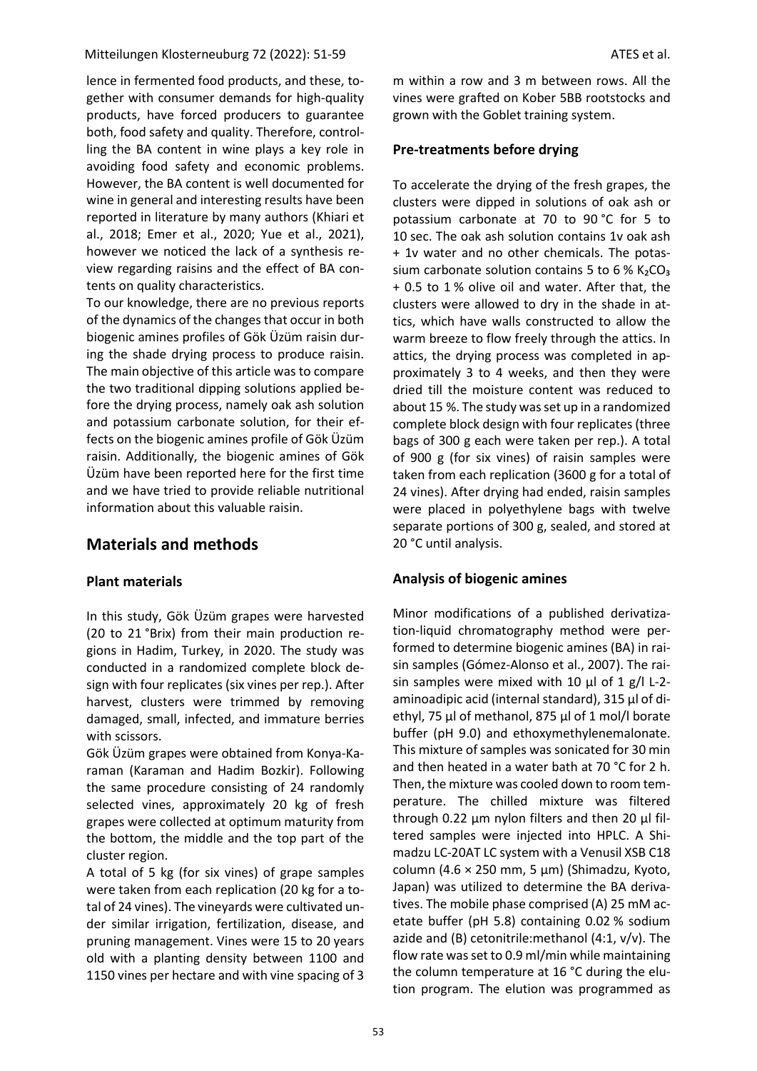lence in fermented food products, and these, together with consumer demands for high-quality products, have forced producers to guarantee both, food safety and quality. Therefore, controlling the BA content in wine plays a key role in avoiding food safety and economic problems. However, the BA content is well documented for wine in general and interesting results have been reported in literature by many authors (Khiari et al., 2018; Emer et al., 2020; Yue et al., 2021), however we noticed the lack of a synthesis review regarding raisins and the effect of BA contents on quality characteristics.

To our knowledge, there are no previous reports of the dynamics of the changes that occur in both biogenic amines profiles of Gök Üzüm raisin during the shade drying process to produce raisin. The main objective of this article was to compare the two traditional dipping solutions applied before the drying process, namely oak ash solution and potassium carbonate solution, for their effects on the biogenic amines profile of Gök Üzüm raisin. Additionally, the biogenic amines of Gök Üzüm have been reported here for the first time and we have tried to provide reliable nutritional information about this valuable raisin.

## Materials and methods

### Plant materials

In this study, Gök Üzüm grapes were harvested (20 to 21 °Brix) from their main production regions in Hadim, Turkey, in 2020. The study was conducted in a randomized complete block design with four replicates (six vines per rep.). After harvest, clusters were trimmed by removing damaged, small, infected, and immature berries with scissors.

Gök Üzüm grapes were obtained from Konya-Karaman (Karaman and Hadim Bozkir). Following the same procedure consisting of 24 randomly selected vines, approximately 20 kg of fresh grapes were collected at optimum maturity from the bottom, the middle and the top part of the cluster region.

A total of 5 kg (for six vines) of grape samples were taken from each replication (20 kg for a total of 24 vines). The vineyards were cultivated under similar irrigation, fertilization, disease, and pruning management. Vines were 15 to 20 years old with a planting density between 1100 and 1150 vines per hectare and with vine spacing of 3 m within a row and 3 m between rows. All the vines were grafted on Kober 5BB rootstocks and grown with the Goblet training system.

### Pre-treatments before drying

To accelerate the drying of the fresh grapes, the clusters were dipped in solutions of oak ash or potassium carbonate at 70 to 90 °C for 5 to 10 sec. The oak ash solution contains 1v oak ash + 1v water and no other chemicals. The potassium carbonate solution contains 5 to 6 % $K_2CO_3$ + 0.5 to 1 % olive oil and water. After that, the clusters were allowed to dry in the shade in attics, which have walls constructed to allow the warm breeze to flow freely through the attics. In attics, the drying process was completed in approximately 3 to 4 weeks, and then they were dried till the moisture content was reduced to about 15 %. The study was set up in a randomized complete block design with four replicates (three bags of 300 g each were taken per rep.). A total of 900 g (for six vines) of raisin samples were taken from each replication (3600 g for a total of 24 vines). After drying had ended, raisin samples were placed in polyethylene bags with twelve separate portions of 300 g, sealed, and stored at 20 °C until analysis.

### Analysis of biogenic amines

Minor modifications of a published derivatization-liquid chromatography method were performed to determine biogenic amines (BA) in raisin samples (Gómez-Alonso et al., 2007). The raisin samples were mixed with 10 µl of 1 g/l L-2-aminoadipic acid (internal standard), 315 µl of diethyl, 75 µl of methanol, 875 µl of 1 mol/l borate buffer (pH 9.0) and ethoxymethylenemalonate. This mixture of samples was sonicated for 30 min and then heated in a water bath at 70 °C for 2 h. Then, the mixture was cooled down to room temperature. The chilled mixture was filtered through 0.22 µm nylon filters and then 20 µl filtered samples were injected into HPLC. A Shimadzu LC-20AT LC system with a Venusil XSB C18 column (4.6 × 250 mm, 5 µm) (Shimadzu, Kyoto, Japan) was utilized to determine the BA derivatives. The mobile phase comprised (A) 25 mM acetate buffer (pH 5.8) containing 0.02 % sodium azide and (B) cetonitrile:methanol (4:1, v/v). The flow rate was set to 0.9 ml/min while maintaining the column temperature at 16 °C during the elution program. The elution was programmed as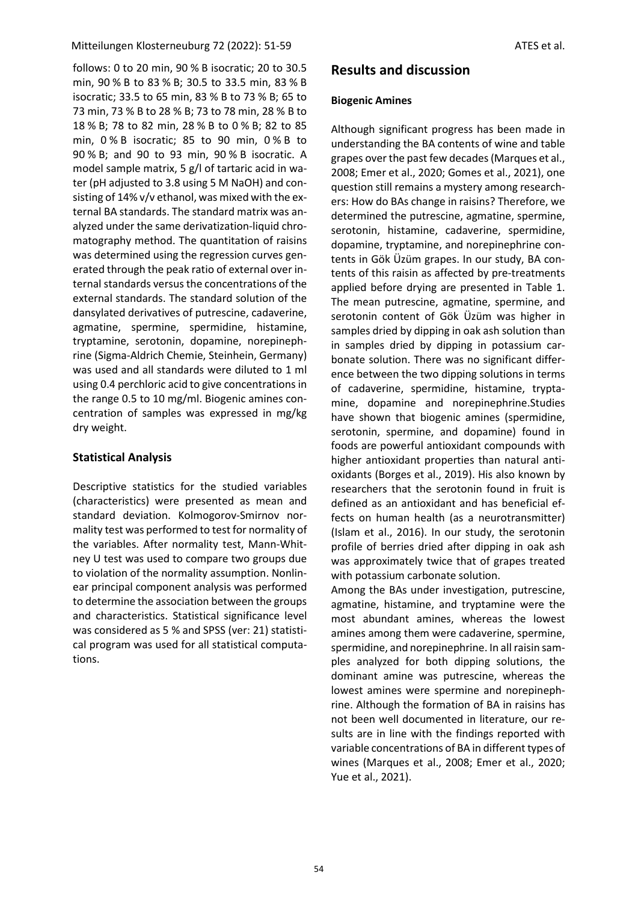follows: 0 to 20 min, 90 % B isocratic; 20 to 30.5 min, 90 % B to 83 % B; 30.5 to 33.5 min, 83 % B isocratic; 33.5 to 65 min, 83 % B to 73 % B; 65 to 73 min, 73 % B to 28 % B; 73 to 78 min, 28 % B to 18 % B; 78 to 82 min, 28 % B to 0 % B; 82 to 85 min, 0 % B isocratic; 85 to 90 min, 0 % B to 90 % B; and 90 to 93 min, 90 % B isocratic. A model sample matrix, 5 g/l of tartaric acid in water (pH adjusted to 3.8 using 5 M NaOH) and consisting of 14% v/v ethanol, was mixed with the external BA standards. The standard matrix was analyzed under the same derivatization-liquid chromatography method. The quantitation of raisins was determined using the regression curves generated through the peak ratio of external over internal standards versus the concentrations of the external standards. The standard solution of the dansylated derivatives of putrescine, cadaverine, agmatine, spermine, spermidine, histamine, tryptamine, serotonin, dopamine, norepinephrine (Sigma-Aldrich Chemie, Steinhein, Germany) was used and all standards were diluted to 1 ml using 0.4 perchloric acid to give concentrations in the range 0.5 to 10 mg/ml. Biogenic amines concentration of samples was expressed in mg/kg dry weight.

### Statistical Analysis

Descriptive statistics for the studied variables (characteristics) were presented as mean and standard deviation. Kolmogorov-Smirnov normality test was performed to test for normality of the variables. After normality test, Mann-Whitney U test was used to compare two groups due to violation of the normality assumption. Nonlinear principal component analysis was performed to determine the association between the groups and characteristics. Statistical significance level was considered as 5 % and SPSS (ver: 21) statistical program was used for all statistical computations.

## Results and discussion

### Biogenic Amines

Although significant progress has been made in understanding the BA contents of wine and table grapes over the past few decades (Marques et al., 2008; Emer et al., 2020; Gomes et al., 2021), one question still remains a mystery among researchers: How do BAs change in raisins? Therefore, we determined the putrescine, agmatine, spermine, serotonin, histamine, cadaverine, spermidine, dopamine, tryptamine, and norepinephrine contents in Gök Üzüm grapes. In our study, BA contents of this raisin as affected by pre-treatments applied before drying are presented in Table 1. The mean putrescine, agmatine, spermine, and serotonin content of Gök Üzüm was higher in samples dried by dipping in oak ash solution than in samples dried by dipping in potassium carbonate solution. There was no significant difference between the two dipping solutions in terms of cadaverine, spermidine, histamine, tryptamine, dopamine and norepinephrine.Studies have shown that biogenic amines (spermidine, serotonin, spermine, and dopamine) found in foods are powerful antioxidant compounds with higher antioxidant properties than natural antioxidants (Borges et al., 2019). His also known by researchers that the serotonin found in fruit is defined as an antioxidant and has beneficial effects on human health (as a neurotransmitter) (Islam et al., 2016). In our study, the serotonin profile of berries dried after dipping in oak ash was approximately twice that of grapes treated with potassium carbonate solution.

Among the BAs under investigation, putrescine, agmatine, histamine, and tryptamine were the most abundant amines, whereas the lowest amines among them were cadaverine, spermine, spermidine, and norepinephrine. In all raisin samples analyzed for both dipping solutions, the dominant amine was putrescine, whereas the lowest amines were spermine and norepinephrine. Although the formation of BA in raisins has not been well documented in literature, our results are in line with the findings reported with variable concentrations of BA in different types of wines (Marques et al., 2008; Emer et al., 2020; Yue et al., 2021).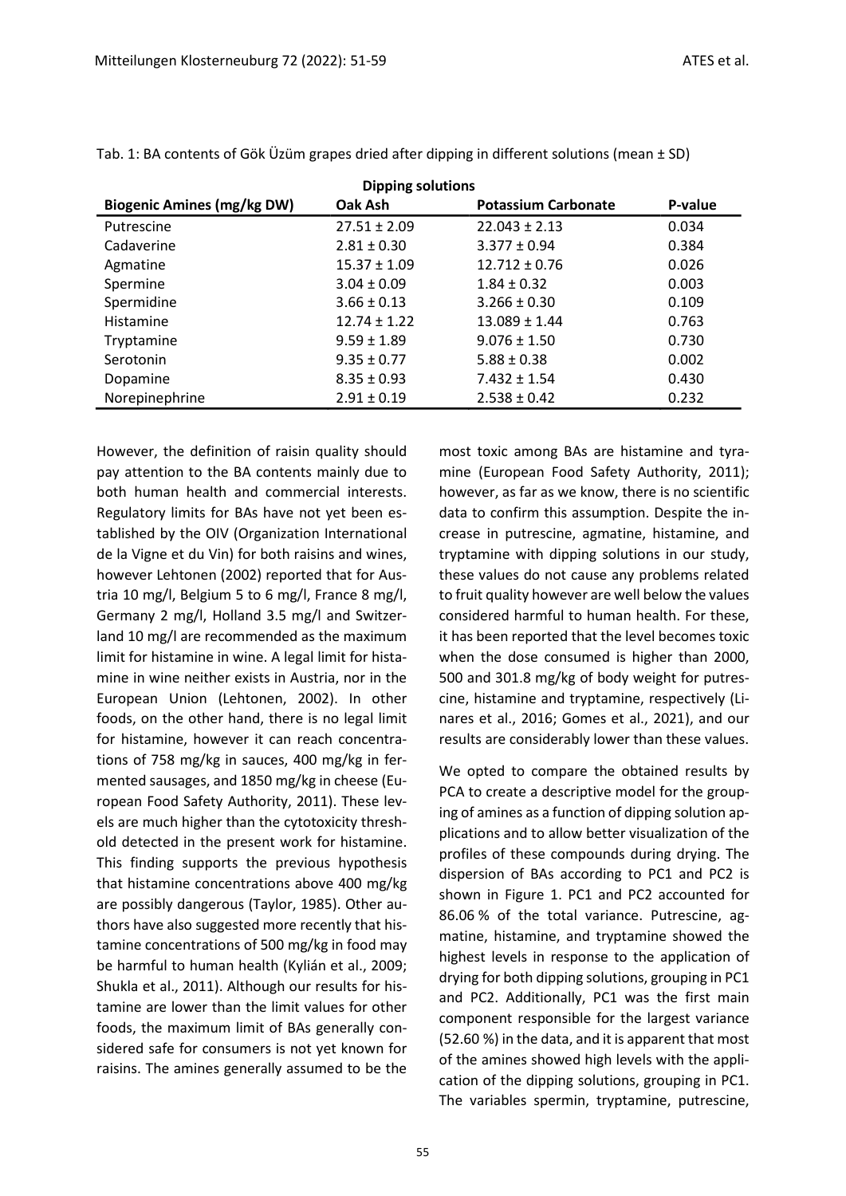Tab. 1: BA contents of Gök Üzüm grapes dried after dipping in different solutions (mean ± SD)

| Biogenic Amines (mg/kg DW) | Dipping solutions | | |
|---|---|---|---|
| | Oak Ash | Potassium Carbonate | P-value |
| Putrescine | 27.51 ± 2.09 | 22.043 ± 2.13 | 0.034 |
| Cadaverine | 2.81 ± 0.30 | 3.377 ± 0.94 | 0.384 |
| Agmatine | 15.37 ± 1.09 | 12.712 ± 0.76 | 0.026 |
| Spermine | 3.04 ± 0.09 | 1.84 ± 0.32 | 0.003 |
| Spermidine | 3.66 ± 0.13 | 3.266 ± 0.30 | 0.109 |
| Histamine | 12.74 ± 1.22 | 13.089 ± 1.44 | 0.763 |
| Tryptamine | 9.59 ± 1.89 | 9.076 ± 1.50 | 0.730 |
| Serotonin | 9.35 ± 0.77 | 5.88 ± 0.38 | 0.002 |
| Dopamine | 8.35 ± 0.93 | 7.432 ± 1.54 | 0.430 |
| Norepinephrine | 2.91 ± 0.19 | 2.538 ± 0.42 | 0.232 |

However, the definition of raisin quality should pay attention to the BA contents mainly due to both human health and commercial interests. Regulatory limits for BAs have not yet been established by the OIV (Organization International de la Vigne et du Vin) for both raisins and wines, however Lehtonen (2002) reported that for Austria 10 mg/l, Belgium 5 to 6 mg/l, France 8 mg/l, Germany 2 mg/l, Holland 3.5 mg/l and Switzerland 10 mg/l are recommended as the maximum limit for histamine in wine. A legal limit for histamine in wine neither exists in Austria, nor in the European Union (Lehtonen, 2002). In other foods, on the other hand, there is no legal limit for histamine, however it can reach concentrations of 758 mg/kg in sauces, 400 mg/kg in fermented sausages, and 1850 mg/kg in cheese (European Food Safety Authority, 2011). These levels are much higher than the cytotoxicity threshold detected in the present work for histamine. This finding supports the previous hypothesis that histamine concentrations above 400 mg/kg are possibly dangerous (Taylor, 1985). Other authors have also suggested more recently that histamine concentrations of 500 mg/kg in food may be harmful to human health (Kylián et al., 2009; Shukla et al., 2011). Although our results for histamine are lower than the limit values for other foods, the maximum limit of BAs generally considered safe for consumers is not yet known for raisins. The amines generally assumed to be the most toxic among BAs are histamine and tyramine (European Food Safety Authority, 2011); however, as far as we know, there is no scientific data to confirm this assumption. Despite the increase in putrescine, agmatine, histamine, and tryptamine with dipping solutions in our study, these values do not cause any problems related to fruit quality however are well below the values considered harmful to human health. For these, it has been reported that the level becomes toxic when the dose consumed is higher than 2000, 500 and 301.8 mg/kg of body weight for putrescine, histamine and tryptamine, respectively (Linares et al., 2016; Gomes et al., 2021), and our results are considerably lower than these values.

We opted to compare the obtained results by PCA to create a descriptive model for the grouping of amines as a function of dipping solution applications and to allow better visualization of the profiles of these compounds during drying. The dispersion of BAs according to PC1 and PC2 is shown in Figure 1. PC1 and PC2 accounted for 86.06 % of the total variance. Putrescine, agmatine, histamine, and tryptamine showed the highest levels in response to the application of drying for both dipping solutions, grouping in PC1 and PC2. Additionally, PC1 was the first main component responsible for the largest variance (52.60 %) in the data, and it is apparent that most of the amines showed high levels with the application of the dipping solutions, grouping in PC1. The variables spermin, tryptamine, putrescine,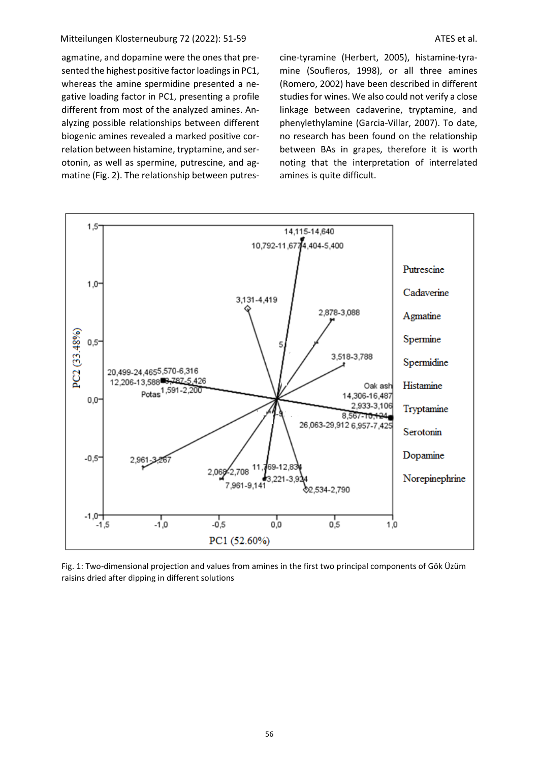agmatine, and dopamine were the ones that presented the highest positive factor loadings in PC1, whereas the amine spermidine presented a negative loading factor in PC1, presenting a profile different from most of the analyzed amines. Analyzing possible relationships between different biogenic amines revealed a marked positive correlation between histamine, tryptamine, and serotonin, as well as spermine, putrescine, and agmatine (Fig. 2). The relationship between putrescine-tyramine (Herbert, 2005), histamine-tyramine (Soufleros, 1998), or all three amines (Romero, 2002) have been described in different studies for wines. We also could not verify a close linkage between cadaverine, tryptamine, and phenylethylamine (Garcia-Villar, 2007). To date, no research has been found on the relationship between BAs in grapes, therefore it is worth noting that the interpretation of interrelated amines is quite difficult.

Fig. 1: Two-dimensional projection and values from amines in the first two principal components of Gök Üzüm raisins dried after dipping in different solutions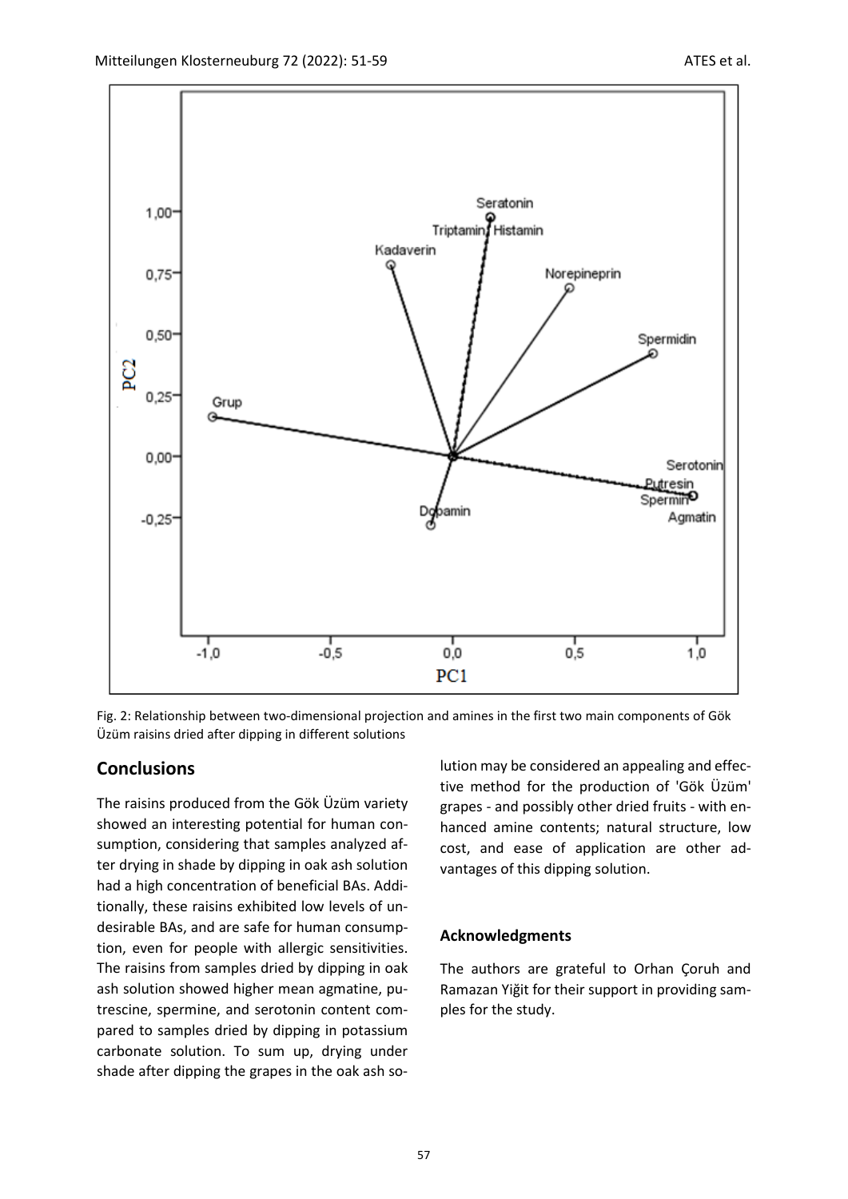Fig. 2: Relationship between two-dimensional projection and amines in the first two main components of Gök Üzüm raisins dried after dipping in different solutions

## Conclusions

The raisins produced from the Gök Üzüm variety showed an interesting potential for human consumption, considering that samples analyzed after drying in shade by dipping in oak ash solution had a high concentration of beneficial BAs. Additionally, these raisins exhibited low levels of undesirable BAs, and are safe for human consumption, even for people with allergic sensitivities. The raisins from samples dried by dipping in oak ash solution showed higher mean agmatine, putrescine, spermine, and serotonin content compared to samples dried by dipping in potassium carbonate solution. To sum up, drying under shade after dipping the grapes in the oak ash solution may be considered an appealing and effective method for the production of 'Gök Üzüm' grapes - and possibly other dried fruits - with enhanced amine contents; natural structure, low cost, and ease of application are other advantages of this dipping solution.

### Acknowledgments

The authors are grateful to Orhan Çoruh and Ramazan Yiğit for their support in providing samples for the study.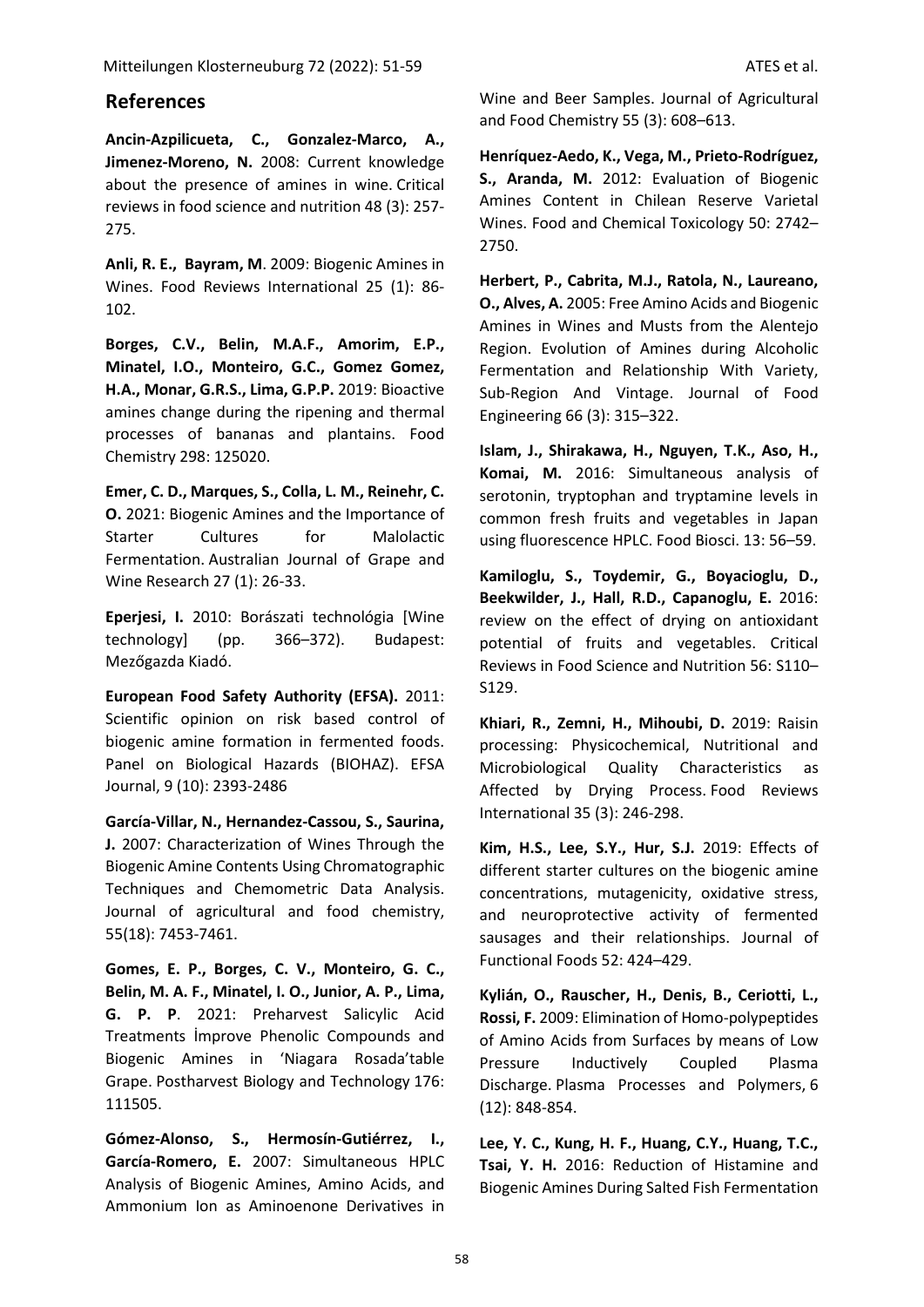## References

**Ancin-Azpilicueta, C., Gonzalez-Marco, A., Jimenez-Moreno, N.** 2008: Current knowledge about the presence of amines in wine. Critical reviews in food science and nutrition 48 (3): 257-275.

**Anli, R. E., Bayram, M**. 2009: Biogenic Amines in Wines. Food Reviews International 25 (1): 86-102.

**Borges, C.V., Belin, M.A.F., Amorim, E.P., Minatel, I.O., Monteiro, G.C., Gomez Gomez, H.A., Monar, G.R.S., Lima, G.P.P.** 2019: Bioactive amines change during the ripening and thermal processes of bananas and plantains. Food Chemistry 298: 125020.

**Emer, C. D., Marques, S., Colla, L. M., Reinehr, C. O.** 2021: Biogenic Amines and the Importance of Starter Cultures for Malolactic Fermentation. Australian Journal of Grape and Wine Research 27 (1): 26-33.

**Eperjesi, I.** 2010: Borászati technológia [Wine technology] (pp. 366–372). Budapest: Mezőgazda Kiadó.

**European Food Safety Authority (EFSA).** 2011: Scientific opinion on risk based control of biogenic amine formation in fermented foods. Panel on Biological Hazards (BIOHAZ). EFSA Journal, 9 (10): 2393-2486

**García-Villar, N., Hernandez-Cassou, S., Saurina, J.** 2007: Characterization of Wines Through the Biogenic Amine Contents Using Chromatographic Techniques and Chemometric Data Analysis. Journal of agricultural and food chemistry, 55(18): 7453-7461.

**Gomes, E. P., Borges, C. V., Monteiro, G. C., Belin, M. A. F., Minatel, I. O., Junior, A. P., Lima, G. P. P**. 2021: Preharvest Salicylic Acid Treatments İmprove Phenolic Compounds and Biogenic Amines in 'Niagara Rosada'table Grape. Postharvest Biology and Technology 176: 111505.

**Gómez-Alonso, S., Hermosín-Gutiérrez, I., García-Romero, E.** 2007: Simultaneous HPLC Analysis of Biogenic Amines, Amino Acids, and Ammonium Ion as Aminoenone Derivatives in Wine and Beer Samples. Journal of Agricultural and Food Chemistry 55 (3): 608–613.

**Henríquez-Aedo, K., Vega, M., Prieto-Rodríguez, S., Aranda, M.** 2012: Evaluation of Biogenic Amines Content in Chilean Reserve Varietal Wines. Food and Chemical Toxicology 50: 2742–2750.

**Herbert, P., Cabrita, M.J., Ratola, N., Laureano, O., Alves, A.** 2005: Free Amino Acids and Biogenic Amines in Wines and Musts from the Alentejo Region. Evolution of Amines during Alcoholic Fermentation and Relationship With Variety, Sub-Region And Vintage. Journal of Food Engineering 66 (3): 315–322.

**Islam, J., Shirakawa, H., Nguyen, T.K., Aso, H., Komai, M.** 2016: Simultaneous analysis of serotonin, tryptophan and tryptamine levels in common fresh fruits and vegetables in Japan using fluorescence HPLC. Food Biosci. 13: 56–59.

**Kamiloglu, S., Toydemir, G., Boyacioglu, D., Beekwilder, J., Hall, R.D., Capanoglu, E.** 2016: review on the effect of drying on antioxidant potential of fruits and vegetables. Critical Reviews in Food Science and Nutrition 56: S110–S129.

**Khiari, R., Zemni, H., Mihoubi, D.** 2019: Raisin processing: Physicochemical, Nutritional and Microbiological Quality Characteristics as Affected by Drying Process. Food Reviews International 35 (3): 246-298.

**Kim, H.S., Lee, S.Y., Hur, S.J.** 2019: Effects of different starter cultures on the biogenic amine concentrations, mutagenicity, oxidative stress, and neuroprotective activity of fermented sausages and their relationships. Journal of Functional Foods 52: 424–429.

**Kylián, O., Rauscher, H., Denis, B., Ceriotti, L., Rossi, F.** 2009: Elimination of Homo-polypeptides of Amino Acids from Surfaces by means of Low Pressure Inductively Coupled Plasma Discharge. Plasma Processes and Polymers, 6 (12): 848-854.

**Lee, Y. C., Kung, H. F., Huang, C.Y., Huang, T.C., Tsai, Y. H.** 2016: Reduction of Histamine and Biogenic Amines During Salted Fish Fermentation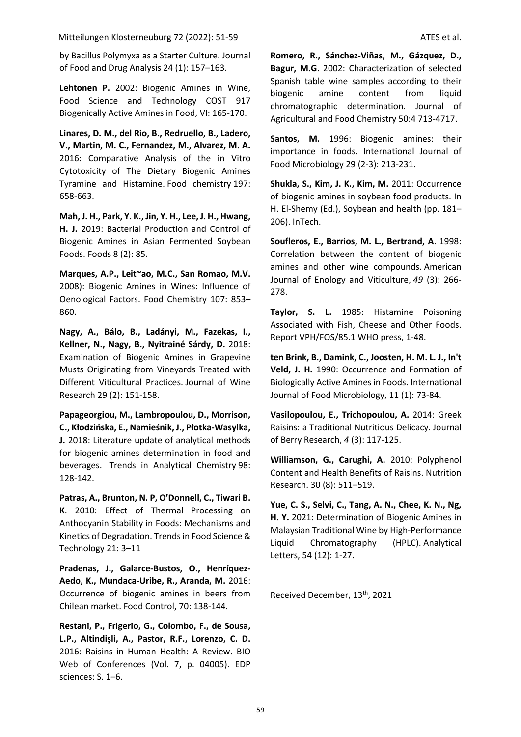by Bacillus Polymyxa as a Starter Culture. Journal of Food and Drug Analysis 24 (1): 157–163.

**Lehtonen P.** 2002: Biogenic Amines in Wine, Food Science and Technology COST 917 Biogenically Active Amines in Food, VI: 165-170.

**Linares, D. M., del Rio, B., Redruello, B., Ladero, V., Martin, M. C., Fernandez, M., Alvarez, M. A.** 2016: Comparative Analysis of the in Vitro Cytotoxicity of The Dietary Biogenic Amines Tyramine and Histamine. Food chemistry 197: 658-663.

**Mah, J. H., Park, Y. K., Jin, Y. H., Lee, J. H., Hwang, H. J.** 2019: Bacterial Production and Control of Biogenic Amines in Asian Fermented Soybean Foods. Foods 8 (2): 85.

**Marques, A.P., Leit~ao, M.C., San Romao, M.V.** 2008): Biogenic Amines in Wines: Influence of Oenological Factors. Food Chemistry 107: 853–860.

**Nagy, A., Bálo, B., Ladányi, M., Fazekas, I., Kellner, N., Nagy, B., Nyitrainé Sárdy, D.** 2018: Examination of Biogenic Amines in Grapevine Musts Originating from Vineyards Treated with Different Viticultural Practices. Journal of Wine Research 29 (2): 151-158.

**Papageorgiou, M., Lambropoulou, D., Morrison, C., Kłodzińska, E., Namieśnik, J., Płotka-Wasylka, J.** 2018: Literature update of analytical methods for biogenic amines determination in food and beverages. Trends in Analytical Chemistry 98: 128-142.

**Patras, A., Brunton, N. P, O'Donnell, C., Tiwari B. K**. 2010: Effect of Thermal Processing on Anthocyanin Stability in Foods: Mechanisms and Kinetics of Degradation. Trends in Food Science & Technology 21: 3–11

**Pradenas, J., Galarce-Bustos, O., Henríquez-Aedo, K., Mundaca-Uribe, R., Aranda, M.** 2016: Occurrence of biogenic amines in beers from Chilean market. Food Control, 70: 138-144.

**Restani, P., Frigerio, G., Colombo, F., de Sousa, L.P., Altindişli, A., Pastor, R.F., Lorenzo, C. D.** 2016: Raisins in Human Health: A Review. BIO Web of Conferences (Vol. 7, p. 04005). EDP sciences: S. 1–6.

**Romero, R., Sánchez-Viñas, M., Gázquez, D., Bagur, M.G**. 2002: Characterization of selected Spanish table wine samples according to their biogenic amine content from liquid chromatographic determination. Journal of Agricultural and Food Chemistry 50:4 713-4717.

**Santos, M.** 1996: Biogenic amines: their importance in foods. International Journal of Food Microbiology 29 (2-3): 213-231.

**Shukla, S., Kim, J. K., Kim, M.** 2011: Occurrence of biogenic amines in soybean food products. In H. El-Shemy (Ed.), Soybean and health (pp. 181–206). InTech.

**Soufleros, E., Barrios, M. L., Bertrand, A**. 1998: Correlation between the content of biogenic amines and other wine compounds. American Journal of Enology and Viticulture, *49* (3): 266-278.

**Taylor, S. L.** 1985: Histamine Poisoning Associated with Fish, Cheese and Other Foods. Report VPH/FOS/85.1 WHO press, 1-48.

**ten Brink, B., Damink, C., Joosten, H. M. L. J., In't Veld, J. H.** 1990: Occurrence and Formation of Biologically Active Amines in Foods. International Journal of Food Microbiology, 11 (1): 73-84.

**Vasilopoulou, E., Trichopoulou, A.** 2014: Greek Raisins: a Traditional Nutritious Delicacy. Journal of Berry Research, *4* (3): 117-125.

**Williamson, G., Carughi, A.** 2010: Polyphenol Content and Health Benefits of Raisins. Nutrition Research. 30 (8): 511–519.

**Yue, C. S., Selvi, C., Tang, A. N., Chee, K. N., Ng, H. Y.** 2021: Determination of Biogenic Amines in Malaysian Traditional Wine by High-Performance Liquid Chromatography (HPLC). Analytical Letters, 54 (12): 1-27.

Received December, 13th, 2021